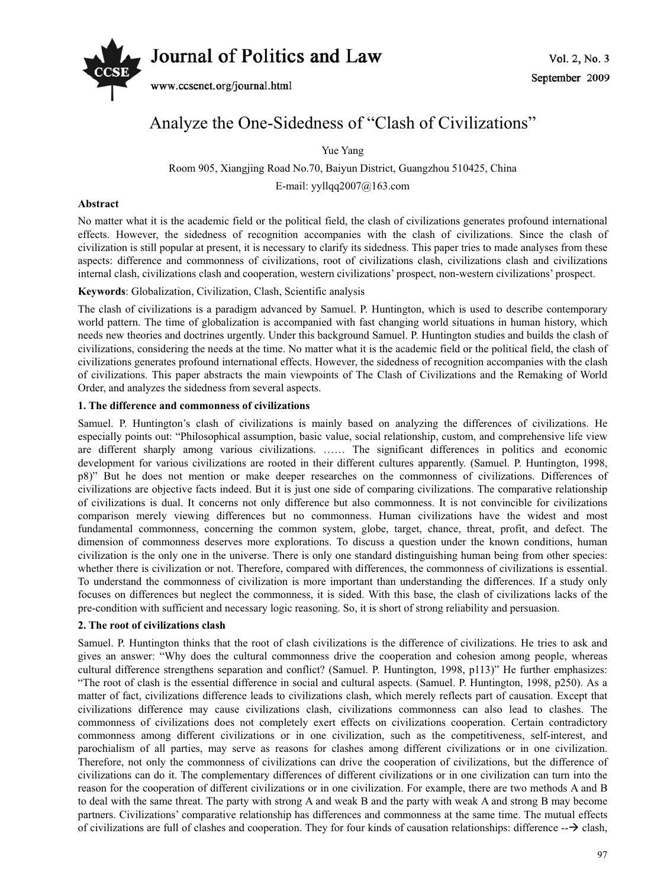# Analyze the One-Sidedness of "Clash of Civilizations"

Yue Yang

Room 905, Xiangjing Road No.70, Baiyun District, Guangzhou 510425, China

E-mail: yyllqq2007@163.com

**Abstract**

No matter what it is the academic field or the political field, the clash of civilizations generates profound international effects. However, the sidedness of recognition accompanies with the clash of civilizations. Since the clash of civilization is still popular at present, it is necessary to clarify its sidedness. This paper tries to made analyses from these aspects: difference and commonness of civilizations, root of civilizations clash, civilizations clash and civilizations internal clash, civilizations clash and cooperation, western civilizations' prospect, non-western civilizations' prospect.

**Keywords**: Globalization, Civilization, Clash, Scientific analysis

The clash of civilizations is a paradigm advanced by Samuel. P. Huntington, which is used to describe contemporary world pattern. The time of globalization is accompanied with fast changing world situations in human history, which needs new theories and doctrines urgently. Under this background Samuel. P. Huntington studies and builds the clash of civilizations, considering the needs at the time. No matter what it is the academic field or the political field, the clash of civilizations generates profound international effects. However, the sidedness of recognition accompanies with the clash of civilizations. This paper abstracts the main viewpoints of The Clash of Civilizations and the Remaking of World Order, and analyzes the sidedness from several aspects.

## 1. The difference and commonness of civilizations

Samuel. P. Huntington's clash of civilizations is mainly based on analyzing the differences of civilizations. He especially points out: "Philosophical assumption, basic value, social relationship, custom, and comprehensive life view are different sharply among various civilizations. …… The significant differences in politics and economic development for various civilizations are rooted in their different cultures apparently. (Samuel. P. Huntington, 1998, p8)" But he does not mention or make deeper researches on the commonness of civilizations. Differences of civilizations are objective facts indeed. But it is just one side of comparing civilizations. The comparative relationship of civilizations is dual. It concerns not only difference but also commonness. It is not convincible for civilizations comparison merely viewing differences but no commonness. Human civilizations have the widest and most fundamental commonness, concerning the common system, globe, target, chance, threat, profit, and defect. The dimension of commonness deserves more explorations. To discuss a question under the known conditions, human civilization is the only one in the universe. There is only one standard distinguishing human being from other species: whether there is civilization or not. Therefore, compared with differences, the commonness of civilizations is essential. To understand the commonness of civilization is more important than understanding the differences. If a study only focuses on differences but neglect the commonness, it is sided. With this base, the clash of civilizations lacks of the pre-condition with sufficient and necessary logic reasoning. So, it is short of strong reliability and persuasion.

## 2. The root of civilizations clash

Samuel. P. Huntington thinks that the root of clash civilizations is the difference of civilizations. He tries to ask and gives an answer: "Why does the cultural commonness drive the cooperation and cohesion among people, whereas cultural difference strengthens separation and conflict? (Samuel. P. Huntington, 1998, p113)" He further emphasizes: "The root of clash is the essential difference in social and cultural aspects. (Samuel. P. Huntington, 1998, p250). As a matter of fact, civilizations difference leads to civilizations clash, which merely reflects part of causation. Except that civilizations difference may cause civilizations clash, civilizations commonness can also lead to clashes. The commonness of civilizations does not completely exert effects on civilizations cooperation. Certain contradictory commonness among different civilizations or in one civilization, such as the competitiveness, self-interest, and parochialism of all parties, may serve as reasons for clashes among different civilizations or in one civilization. Therefore, not only the commonness of civilizations can drive the cooperation of civilizations, but the difference of civilizations can do it. The complementary differences of different civilizations or in one civilization can turn into the reason for the cooperation of different civilizations or in one civilization. For example, there are two methods A and B to deal with the same threat. The party with strong A and weak B and the party with weak A and strong B may become partners. Civilizations' comparative relationship has differences and commonness at the same time. The mutual effects of civilizations are full of clashes and cooperation. They for four kinds of causation relationships: difference --→ clash,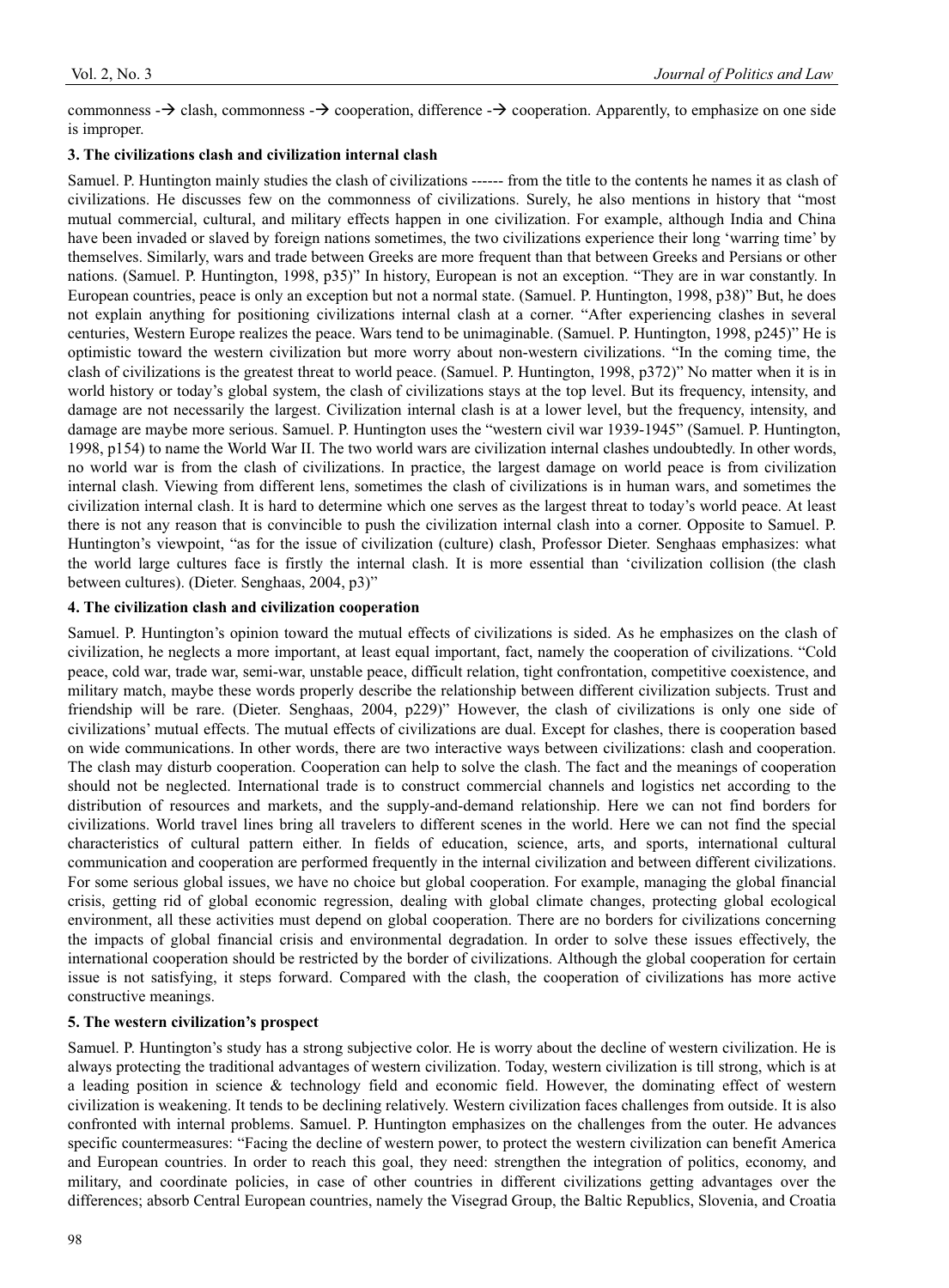commonness -→ clash, commonness -→ cooperation, difference -→ cooperation. Apparently, to emphasize on one side is improper.

### 3. The civilizations clash and civilization internal clash

Samuel. P. Huntington mainly studies the clash of civilizations ------ from the title to the contents he names it as clash of civilizations. He discusses few on the commonness of civilizations. Surely, he also mentions in history that "most mutual commercial, cultural, and military effects happen in one civilization. For example, although India and China have been invaded or slaved by foreign nations sometimes, the two civilizations experience their long 'warring time' by themselves. Similarly, wars and trade between Greeks are more frequent than that between Greeks and Persians or other nations. (Samuel. P. Huntington, 1998, p35)" In history, European is not an exception. "They are in war constantly. In European countries, peace is only an exception but not a normal state. (Samuel. P. Huntington, 1998, p38)" But, he does not explain anything for positioning civilizations internal clash at a corner. "After experiencing clashes in several centuries, Western Europe realizes the peace. Wars tend to be unimaginable. (Samuel. P. Huntington, 1998, p245)" He is optimistic toward the western civilization but more worry about non-western civilizations. "In the coming time, the clash of civilizations is the greatest threat to world peace. (Samuel. P. Huntington, 1998, p372)" No matter when it is in world history or today's global system, the clash of civilizations stays at the top level. But its frequency, intensity, and damage are not necessarily the largest. Civilization internal clash is at a lower level, but the frequency, intensity, and damage are maybe more serious. Samuel. P. Huntington uses the "western civil war 1939-1945" (Samuel. P. Huntington, 1998, p154) to name the World War II. The two world wars are civilization internal clashes undoubtedly. In other words, no world war is from the clash of civilizations. In practice, the largest damage on world peace is from civilization internal clash. Viewing from different lens, sometimes the clash of civilizations is in human wars, and sometimes the civilization internal clash. It is hard to determine which one serves as the largest threat to today's world peace. At least there is not any reason that is convincible to push the civilization internal clash into a corner. Opposite to Samuel. P. Huntington's viewpoint, "as for the issue of civilization (culture) clash, Professor Dieter. Senghaas emphasizes: what the world large cultures face is firstly the internal clash. It is more essential than 'civilization collision (the clash between cultures). (Dieter. Senghaas, 2004, p3)"

### 4. The civilization clash and civilization cooperation

Samuel. P. Huntington's opinion toward the mutual effects of civilizations is sided. As he emphasizes on the clash of civilization, he neglects a more important, at least equal important, fact, namely the cooperation of civilizations. "Cold peace, cold war, trade war, semi-war, unstable peace, difficult relation, tight confrontation, competitive coexistence, and military match, maybe these words properly describe the relationship between different civilization subjects. Trust and friendship will be rare. (Dieter. Senghaas, 2004, p229)" However, the clash of civilizations is only one side of civilizations' mutual effects. The mutual effects of civilizations are dual. Except for clashes, there is cooperation based on wide communications. In other words, there are two interactive ways between civilizations: clash and cooperation. The clash may disturb cooperation. Cooperation can help to solve the clash. The fact and the meanings of cooperation should not be neglected. International trade is to construct commercial channels and logistics net according to the distribution of resources and markets, and the supply-and-demand relationship. Here we can not find borders for civilizations. World travel lines bring all travelers to different scenes in the world. Here we can not find the special characteristics of cultural pattern either. In fields of education, science, arts, and sports, international cultural communication and cooperation are performed frequently in the internal civilization and between different civilizations. For some serious global issues, we have no choice but global cooperation. For example, managing the global financial crisis, getting rid of global economic regression, dealing with global climate changes, protecting global ecological environment, all these activities must depend on global cooperation. There are no borders for civilizations concerning the impacts of global financial crisis and environmental degradation. In order to solve these issues effectively, the international cooperation should be restricted by the border of civilizations. Although the global cooperation for certain issue is not satisfying, it steps forward. Compared with the clash, the cooperation of civilizations has more active constructive meanings.

### 5. The western civilization's prospect

Samuel. P. Huntington's study has a strong subjective color. He is worry about the decline of western civilization. He is always protecting the traditional advantages of western civilization. Today, western civilization is till strong, which is at a leading position in science & technology field and economic field. However, the dominating effect of western civilization is weakening. It tends to be declining relatively. Western civilization faces challenges from outside. It is also confronted with internal problems. Samuel. P. Huntington emphasizes on the challenges from the outer. He advances specific countermeasures: "Facing the decline of western power, to protect the western civilization can benefit America and European countries. In order to reach this goal, they need: strengthen the integration of politics, economy, and military, and coordinate policies, in case of other countries in different civilizations getting advantages over the differences; absorb Central European countries, namely the Visegrad Group, the Baltic Republics, Slovenia, and Croatia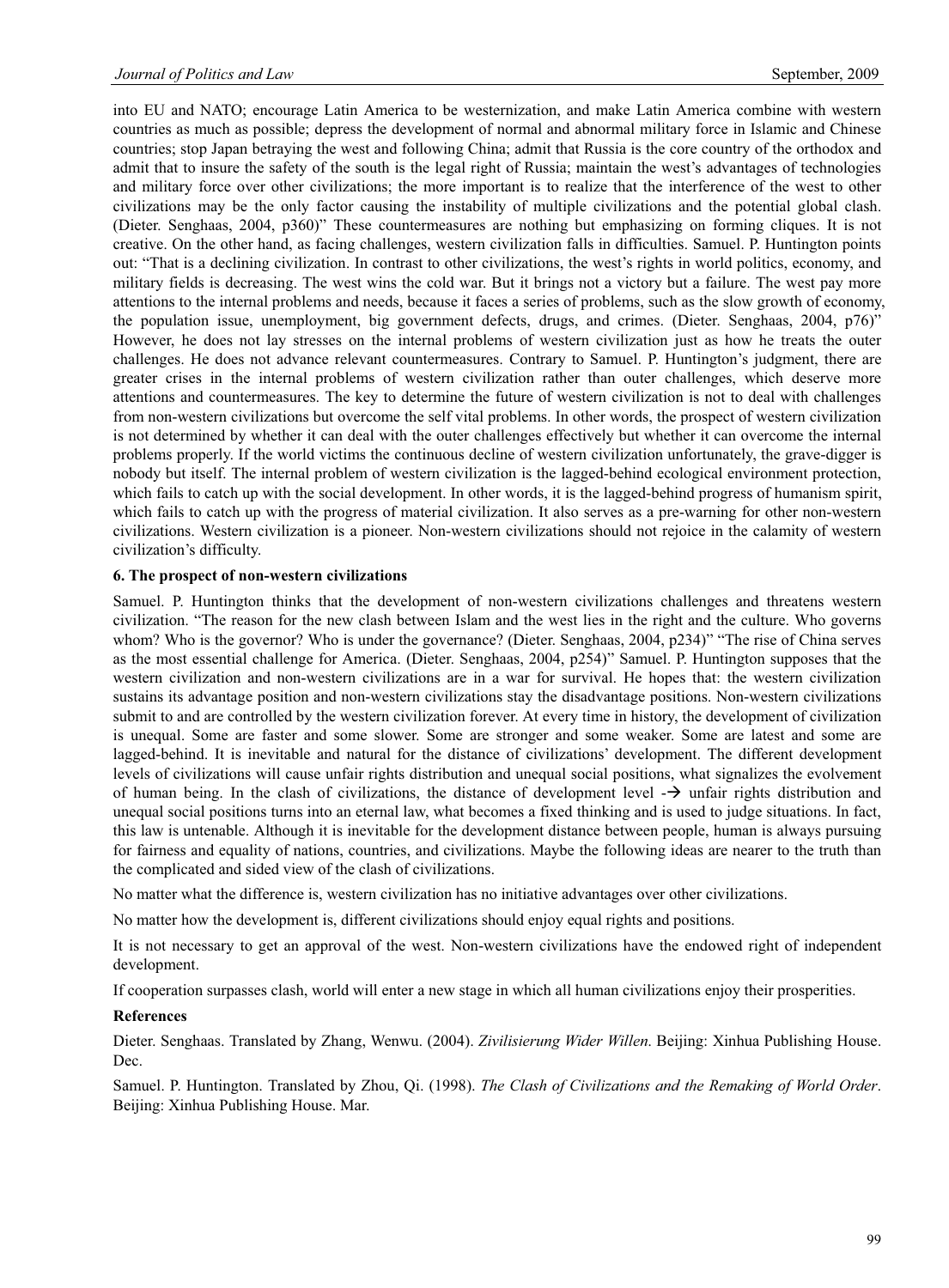into EU and NATO; encourage Latin America to be westernization, and make Latin America combine with western countries as much as possible; depress the development of normal and abnormal military force in Islamic and Chinese countries; stop Japan betraying the west and following China; admit that Russia is the core country of the orthodox and admit that to insure the safety of the south is the legal right of Russia; maintain the west's advantages of technologies and military force over other civilizations; the more important is to realize that the interference of the west to other civilizations may be the only factor causing the instability of multiple civilizations and the potential global clash. (Dieter. Senghaas, 2004, p360)" These countermeasures are nothing but emphasizing on forming cliques. It is not creative. On the other hand, as facing challenges, western civilization falls in difficulties. Samuel. P. Huntington points out: "That is a declining civilization. In contrast to other civilizations, the west's rights in world politics, economy, and military fields is decreasing. The west wins the cold war. But it brings not a victory but a failure. The west pay more attentions to the internal problems and needs, because it faces a series of problems, such as the slow growth of economy, the population issue, unemployment, big government defects, drugs, and crimes. (Dieter. Senghaas, 2004, p76)" However, he does not lay stresses on the internal problems of western civilization just as how he treats the outer challenges. He does not advance relevant countermeasures. Contrary to Samuel. P. Huntington's judgment, there are greater crises in the internal problems of western civilization rather than outer challenges, which deserve more attentions and countermeasures. The key to determine the future of western civilization is not to deal with challenges from non-western civilizations but overcome the self vital problems. In other words, the prospect of western civilization is not determined by whether it can deal with the outer challenges effectively but whether it can overcome the internal problems properly. If the world victims the continuous decline of western civilization unfortunately, the grave-digger is nobody but itself. The internal problem of western civilization is the lagged-behind ecological environment protection, which fails to catch up with the social development. In other words, it is the lagged-behind progress of humanism spirit, which fails to catch up with the progress of material civilization. It also serves as a pre-warning for other non-western civilizations. Western civilization is a pioneer. Non-western civilizations should not rejoice in the calamity of western civilization's difficulty.

### 6. The prospect of non-western civilizations

Samuel. P. Huntington thinks that the development of non-western civilizations challenges and threatens western civilization. "The reason for the new clash between Islam and the west lies in the right and the culture. Who governs whom? Who is the governor? Who is under the governance? (Dieter. Senghaas, 2004, p234)" "The rise of China serves as the most essential challenge for America. (Dieter. Senghaas, 2004, p254)" Samuel. P. Huntington supposes that the western civilization and non-western civilizations are in a war for survival. He hopes that: the western civilization sustains its advantage position and non-western civilizations stay the disadvantage positions. Non-western civilizations submit to and are controlled by the western civilization forever. At every time in history, the development of civilization is unequal. Some are faster and some slower. Some are stronger and some weaker. Some are latest and some are lagged-behind. It is inevitable and natural for the distance of civilizations' development. The different development levels of civilizations will cause unfair rights distribution and unequal social positions, what signalizes the evolvement of human being. In the clash of civilizations, the distance of development level -→ unfair rights distribution and unequal social positions turns into an eternal law, what becomes a fixed thinking and is used to judge situations. In fact, this law is untenable. Although it is inevitable for the development distance between people, human is always pursuing for fairness and equality of nations, countries, and civilizations. Maybe the following ideas are nearer to the truth than the complicated and sided view of the clash of civilizations.

No matter what the difference is, western civilization has no initiative advantages over other civilizations.

No matter how the development is, different civilizations should enjoy equal rights and positions.

It is not necessary to get an approval of the west. Non-western civilizations have the endowed right of independent development.

If cooperation surpasses clash, world will enter a new stage in which all human civilizations enjoy their prosperities.

### References

Dieter. Senghaas. Translated by Zhang, Wenwu. (2004). *Zivilisierung Wider Willen*. Beijing: Xinhua Publishing House. Dec.

Samuel. P. Huntington. Translated by Zhou, Qi. (1998). *The Clash of Civilizations and the Remaking of World Order*. Beijing: Xinhua Publishing House. Mar.